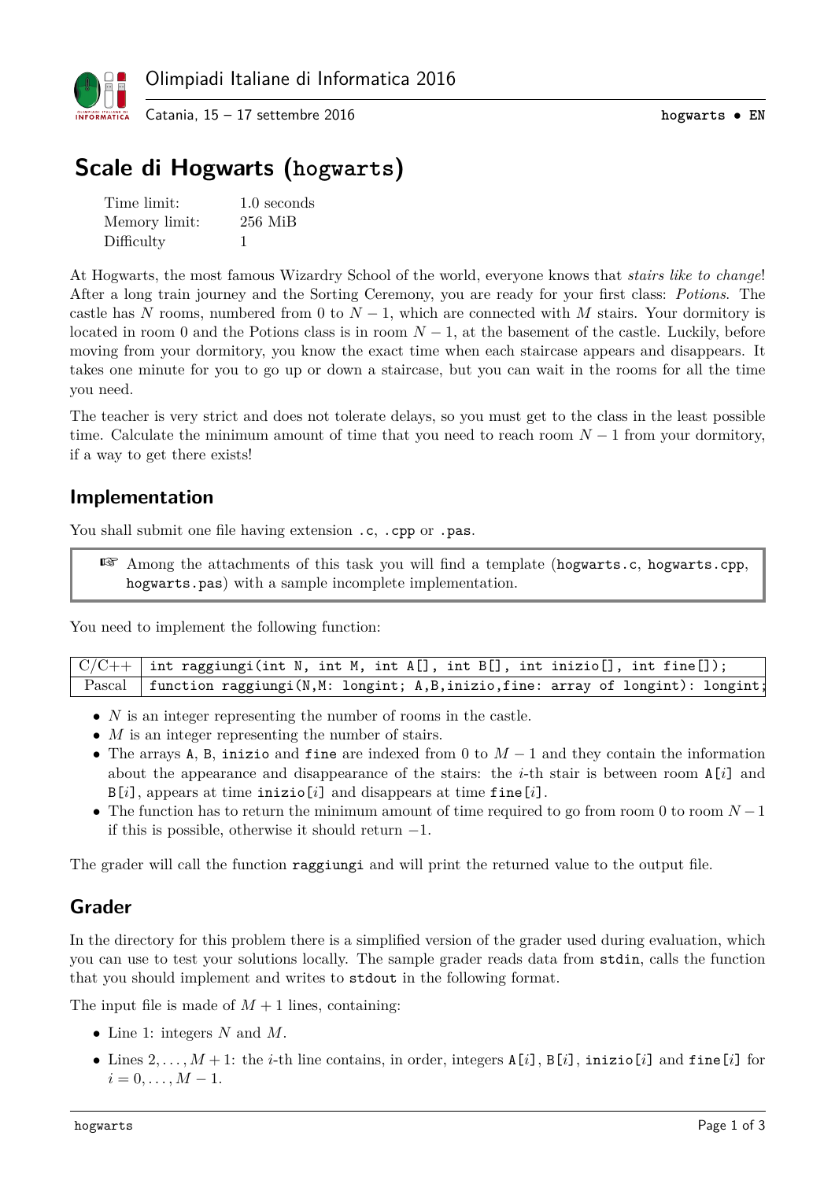Olimpiadi Italiane di Informatica 2016

Catania, 15 – 17 settembre 2016

# Scale di Hogwarts (hogwarts)

| | |
|---|---|
| Time limit: | 1.0 seconds |
| Memory limit: | 256 MiB |
| Difficulty | 1 |

At Hogwarts, the most famous Wizardry School of the world, everyone knows that *stairs like to change*! After a long train journey and the Sorting Ceremony, you are ready for your first class: *Potions*. The castle has $N$ rooms, numbered from 0 to $N-1$, which are connected with $M$ stairs. Your dormitory is located in room 0 and the Potions class is in room $N-1$, at the basement of the castle. Luckily, before moving from your dormitory, you know the exact time when each staircase appears and disappears. It takes one minute for you to go up or down a staircase, but you can wait in the rooms for all the time you need.

The teacher is very strict and does not tolerate delays, so you must get to the class in the least possible time. Calculate the minimum amount of time that you need to reach room $N-1$ from your dormitory, if a way to get there exists!

## Implementation

You shall submit one file having extension `.c`, `.cpp` or `.pas`.

> ☞ Among the attachments of this task you will find a template (`hogwarts.c`, `hogwarts.cpp`, `hogwarts.pas`) with a sample incomplete implementation.

You need to implement the following function:

| | |
|---|---|
| C/C++ | `int raggiungi(int N, int M, int A[], int B[], int inizio[], int fine[]);` |
| Pascal | `function raggiungi(N,M: longint; A,B,inizio,fine: array of longint): longint;` |

- $N$ is an integer representing the number of rooms in the castle.
- $M$ is an integer representing the number of stairs.
- The arrays `A`, `B`, `inizio` and `fine` are indexed from 0 to $M-1$ and they contain the information about the appearance and disappearance of the stairs: the $i$-th stair is between room `A[`$i$`]` and `B[`$i$`]`, appears at time `inizio[`$i$`]` and disappears at time `fine[`$i$`]`.
- The function has to return the minimum amount of time required to go from room 0 to room $N-1$ if this is possible, otherwise it should return $-1$.

The grader will call the function `raggiungi` and will print the returned value to the output file.

## Grader

In the directory for this problem there is a simplified version of the grader used during evaluation, which you can use to test your solutions locally. The sample grader reads data from `stdin`, calls the function that you should implement and writes to `stdout` in the following format.

The input file is made of $M+1$ lines, containing:

- Line 1: integers $N$ and $M$.
- Lines $2, \ldots, M+1$: the $i$-th line contains, in order, integers `A[`$i$`]`, `B[`$i$`]`, `inizio[`$i$`]` and `fine[`$i$`]` for $i = 0, \ldots, M-1$.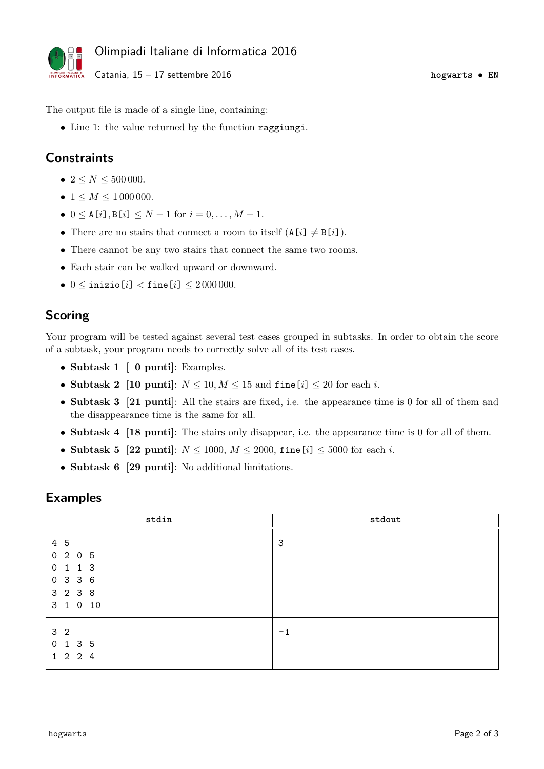The output file is made of a single line, containing:

- Line 1: the value returned by the function `raggiungi`.

## Constraints

- $2 \le N \le 500\,000$.
- $1 \le M \le 1\,000\,000$.
- $0 \le$ `A`$[i]$, `B`$[i]$ $\le N - 1$ for $i = 0, \ldots, M - 1$.
- There are no stairs that connect a room to itself (`A`$[i] \ne$ `B`$[i]$).
- There cannot be any two stairs that connect the same two rooms.
- Each stair can be walked upward or downward.
- $0 \le$ `inizio`$[i] <$ `fine`$[i] \le 2\,000\,000$.

## Scoring

Your program will be tested against several test cases grouped in subtasks. In order to obtain the score of a subtask, your program needs to correctly solve all of its test cases.

- **Subtask 1** [ **0 punti**]: Examples.
- **Subtask 2** [**10 punti**]: $N \le 10, M \le 15$ and `fine`$[i] \le 20$ for each $i$.
- **Subtask 3** [**21 punti**]: All the stairs are fixed, i.e. the appearance time is 0 for all of them and the disappearance time is the same for all.
- **Subtask 4** [**18 punti**]: The stairs only disappear, i.e. the appearance time is 0 for all of them.
- **Subtask 5** [**22 punti**]: $N \le 1000$, $M \le 2000$, `fine`$[i] \le 5000$ for each $i$.
- **Subtask 6** [**29 punti**]: No additional limitations.

## Examples

| stdin | stdout |
|---|---|
| 4 5<br>0 2 0 5<br>0 1 1 3<br>0 3 3 6<br>3 2 3 8<br>3 1 0 10 | 3 |
| 3 2<br>0 1 3 5<br>1 2 2 4 | -1 |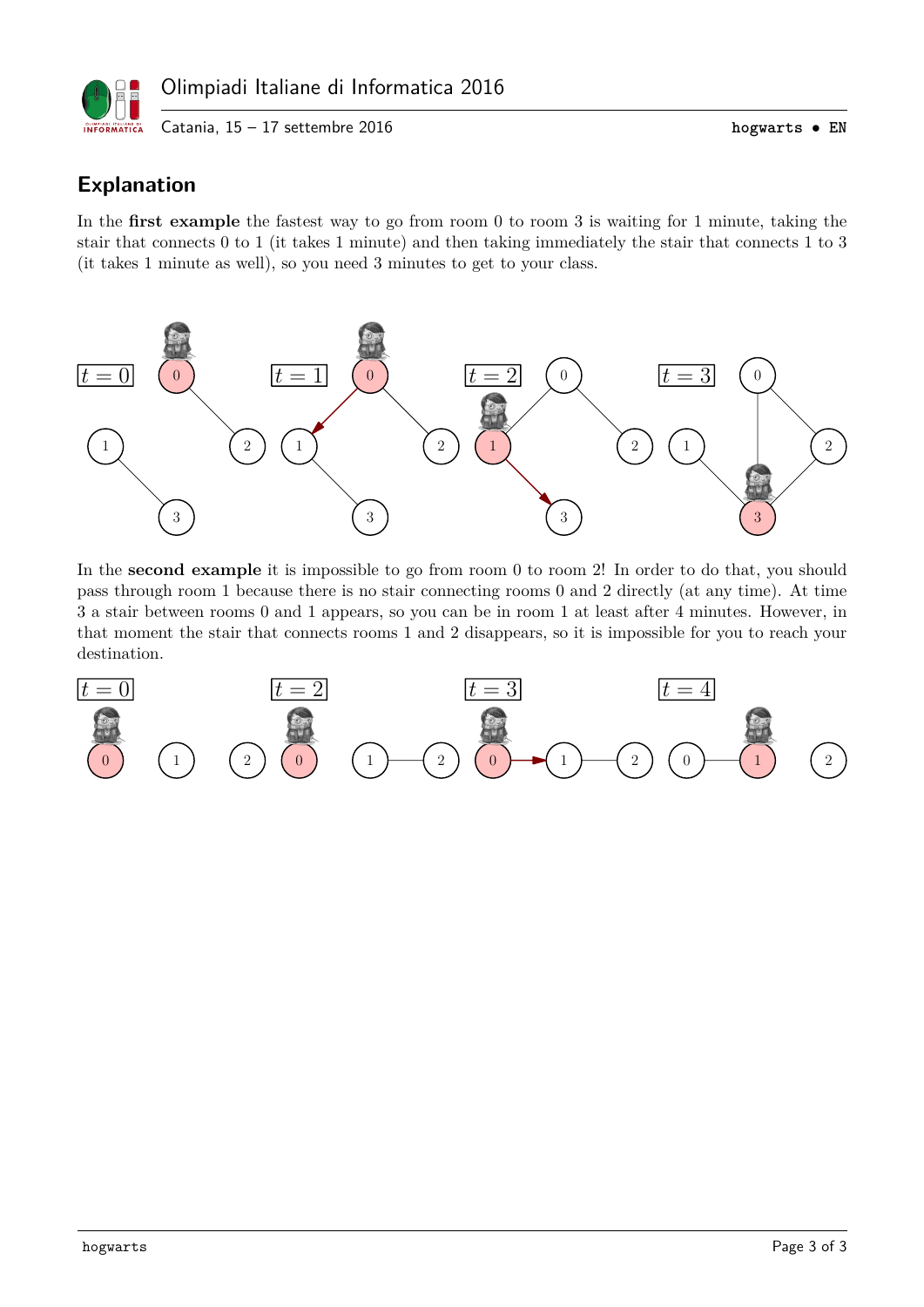## Explanation

In the **first example** the fastest way to go from room 0 to room 3 is waiting for 1 minute, taking the stair that connects 0 to 1 (it takes 1 minute) and then taking immediately the stair that connects 1 to 3 (it takes 1 minute as well), so you need 3 minutes to get to your class.

$t = 0$ $t = 1$ $t = 2$ $t = 3$

In the **second example** it is impossible to go from room 0 to room 2! In order to do that, you should pass through room 1 because there is no stair connecting rooms 0 and 2 directly (at any time). At time 3 a stair between rooms 0 and 1 appears, so you can be in room 1 at least after 4 minutes. However, in that moment the stair that connects rooms 1 and 2 disappears, so it is impossible for you to reach your destination.

$t = 0$ $t = 2$ $t = 3$ $t = 4$